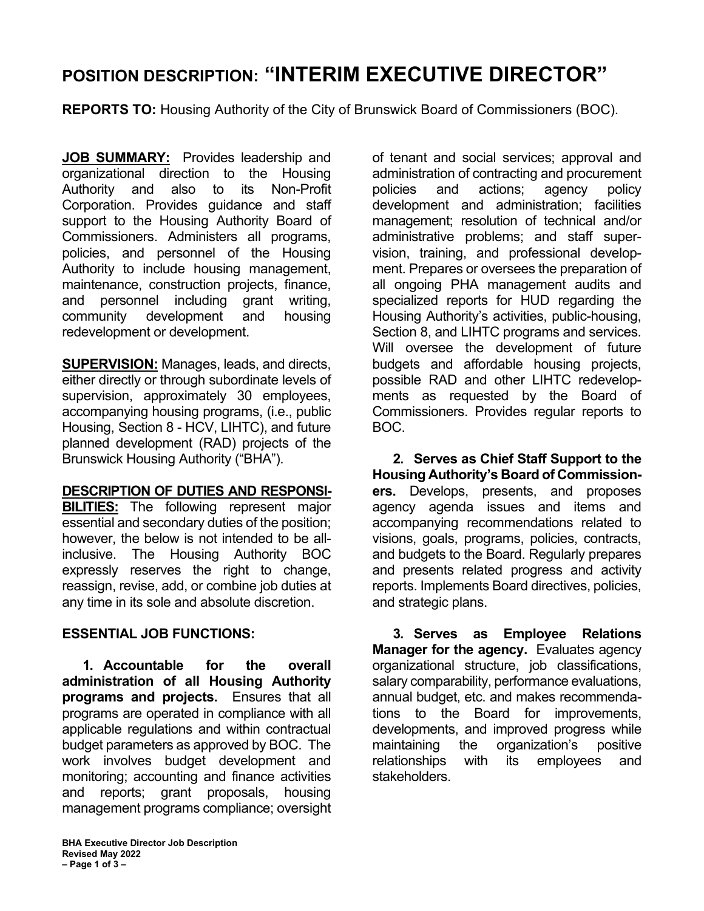# POSITION DESCRIPTION: "INTERIM EXECUTIVE DIRECTOR"

**REPORTS TO:** Housing Authority of the City of Brunswick Board of Commissioners (BOC).

**JOB SUMMARY:** Provides leadership and organizational direction to the Housing Authority and also to its Non-Profit Corporation. Provides guidance and staff support to the Housing Authority Board of Commissioners. Administers all programs, policies, and personnel of the Housing Authority to include housing management, maintenance, construction projects, finance, and personnel including grant writing, community development and housing redevelopment or development.

**SUPERVISION:** Manages, leads, and directs, either directly or through subordinate levels of supervision, approximately 30 employees, accompanying housing programs, (i.e., public Housing, Section 8 - HCV, LIHTC), and future planned development (RAD) projects of the Brunswick Housing Authority ("BHA").

**DESCRIPTION OF DUTIES AND RESPONSIBILITIES:** The following represent major essential and secondary duties of the position; however, the below is not intended to be all-inclusive. The Housing Authority BOC expressly reserves the right to change, reassign, revise, add, or combine job duties at any time in its sole and absolute discretion.

## ESSENTIAL JOB FUNCTIONS:

**1. Accountable for the overall administration of all Housing Authority programs and projects.** Ensures that all programs are operated in compliance with all applicable regulations and within contractual budget parameters as approved by BOC. The work involves budget development and monitoring; accounting and finance activities and reports; grant proposals, housing management programs compliance; oversight of tenant and social services; approval and administration of contracting and procurement policies and actions; agency policy development and administration; facilities management; resolution of technical and/or administrative problems; and staff supervision, training, and professional development. Prepares or oversees the preparation of all ongoing PHA management audits and specialized reports for HUD regarding the Housing Authority's activities, public-housing, Section 8, and LIHTC programs and services. Will oversee the development of future budgets and affordable housing projects, possible RAD and other LIHTC redevelopments as requested by the Board of Commissioners. Provides regular reports to BOC.

**2. Serves as Chief Staff Support to the Housing Authority's Board of Commissioners.** Develops, presents, and proposes agency agenda issues and items and accompanying recommendations related to visions, goals, programs, policies, contracts, and budgets to the Board. Regularly prepares and presents related progress and activity reports. Implements Board directives, policies, and strategic plans.

**3. Serves as Employee Relations Manager for the agency.** Evaluates agency organizational structure, job classifications, salary comparability, performance evaluations, annual budget, etc. and makes recommendations to the Board for improvements, developments, and improved progress while maintaining the organization's positive relationships with its employees and stakeholders.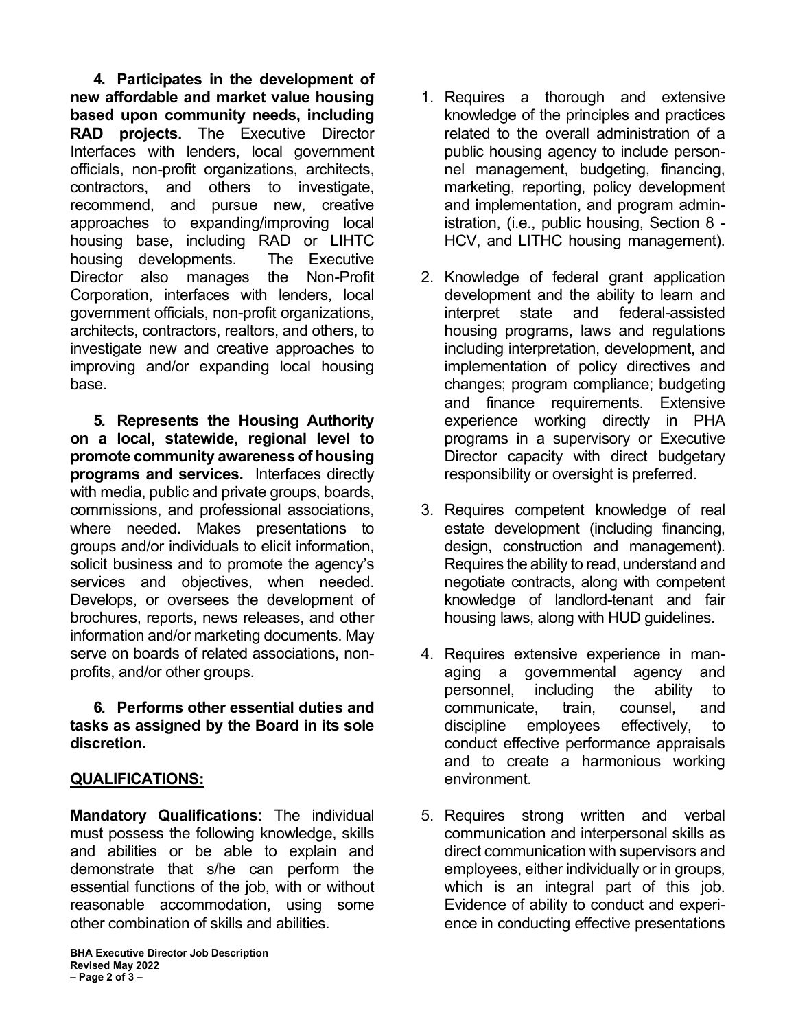**4. Participates in the development of new affordable and market value housing based upon community needs, including RAD projects.** The Executive Director Interfaces with lenders, local government officials, non-profit organizations, architects, contractors, and others to investigate, recommend, and pursue new, creative approaches to expanding/improving local housing base, including RAD or LIHTC housing developments. The Executive Director also manages the Non-Profit Corporation, interfaces with lenders, local government officials, non-profit organizations, architects, contractors, realtors, and others, to investigate new and creative approaches to improving and/or expanding local housing base.

**5. Represents the Housing Authority on a local, statewide, regional level to promote community awareness of housing programs and services.** Interfaces directly with media, public and private groups, boards, commissions, and professional associations, where needed. Makes presentations to groups and/or individuals to elicit information, solicit business and to promote the agency's services and objectives, when needed. Develops, or oversees the development of brochures, reports, news releases, and other information and/or marketing documents. May serve on boards of related associations, non-profits, and/or other groups.

**6. Performs other essential duties and tasks as assigned by the Board in its sole discretion.**

## QUALIFICATIONS:

**Mandatory Qualifications:** The individual must possess the following knowledge, skills and abilities or be able to explain and demonstrate that s/he can perform the essential functions of the job, with or without reasonable accommodation, using some other combination of skills and abilities.

1. Requires a thorough and extensive knowledge of the principles and practices related to the overall administration of a public housing agency to include personnel management, budgeting, financing, marketing, reporting, policy development and implementation, and program administration, (i.e., public housing, Section 8 - HCV, and LITHC housing management).

2. Knowledge of federal grant application development and the ability to learn and interpret state and federal-assisted housing programs, laws and regulations including interpretation, development, and implementation of policy directives and changes; program compliance; budgeting and finance requirements. Extensive experience working directly in PHA programs in a supervisory or Executive Director capacity with direct budgetary responsibility or oversight is preferred.

3. Requires competent knowledge of real estate development (including financing, design, construction and management). Requires the ability to read, understand and negotiate contracts, along with competent knowledge of landlord-tenant and fair housing laws, along with HUD guidelines.

4. Requires extensive experience in managing a governmental agency and personnel, including the ability to communicate, train, counsel, and discipline employees effectively, to conduct effective performance appraisals and to create a harmonious working environment.

5. Requires strong written and verbal communication and interpersonal skills as direct communication with supervisors and employees, either individually or in groups, which is an integral part of this job. Evidence of ability to conduct and experience in conducting effective presentations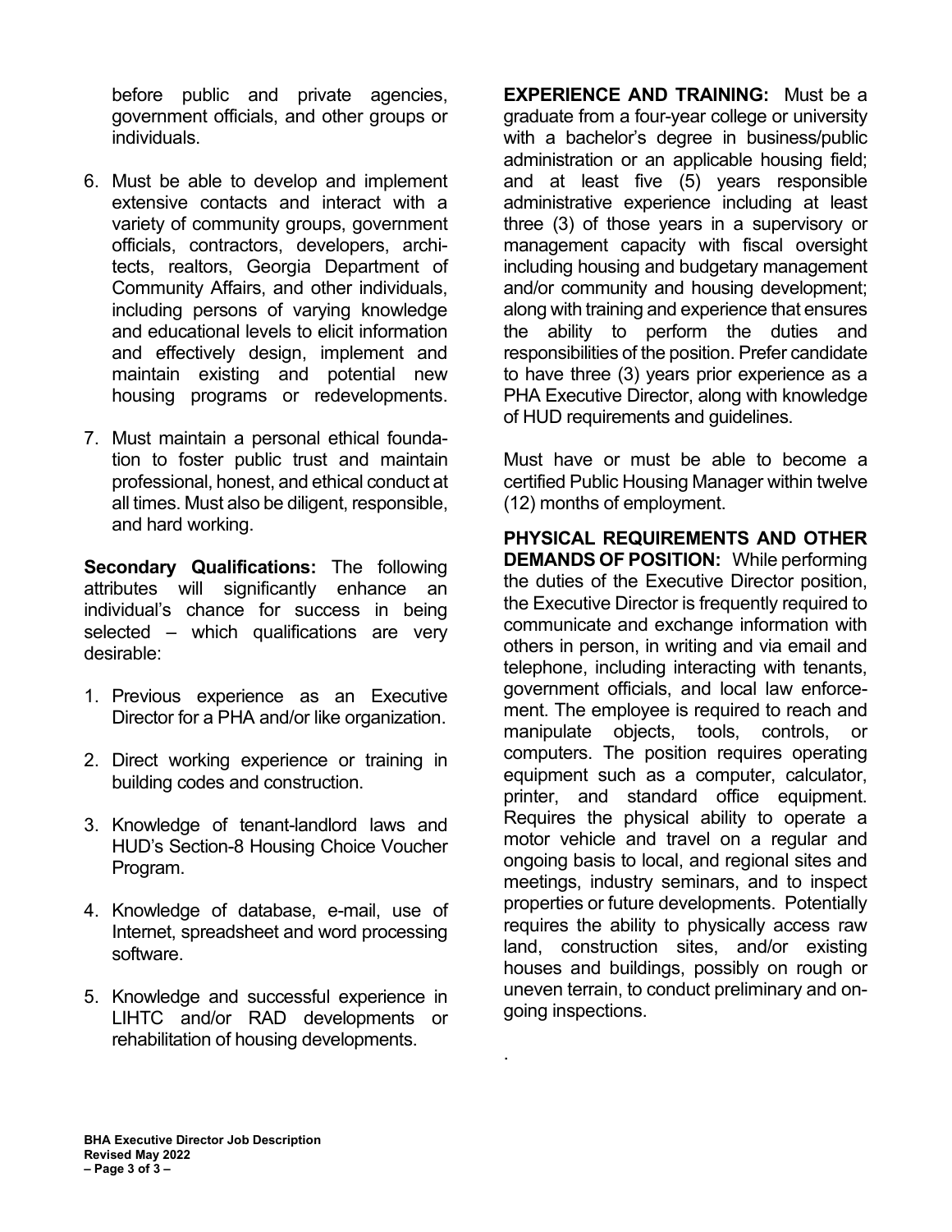before public and private agencies, government officials, and other groups or individuals.

6. Must be able to develop and implement extensive contacts and interact with a variety of community groups, government officials, contractors, developers, architects, realtors, Georgia Department of Community Affairs, and other individuals, including persons of varying knowledge and educational levels to elicit information and effectively design, implement and maintain existing and potential new housing programs or redevelopments.

7. Must maintain a personal ethical foundation to foster public trust and maintain professional, honest, and ethical conduct at all times. Must also be diligent, responsible, and hard working.

**Secondary Qualifications:** The following attributes will significantly enhance an individual's chance for success in being selected – which qualifications are very desirable:

1. Previous experience as an Executive Director for a PHA and/or like organization.

2. Direct working experience or training in building codes and construction.

3. Knowledge of tenant-landlord laws and HUD's Section-8 Housing Choice Voucher Program.

4. Knowledge of database, e-mail, use of Internet, spreadsheet and word processing software.

5. Knowledge and successful experience in LIHTC and/or RAD developments or rehabilitation of housing developments.

**EXPERIENCE AND TRAINING:** Must be a graduate from a four-year college or university with a bachelor's degree in business/public administration or an applicable housing field; and at least five (5) years responsible administrative experience including at least three (3) of those years in a supervisory or management capacity with fiscal oversight including housing and budgetary management and/or community and housing development; along with training and experience that ensures the ability to perform the duties and responsibilities of the position. Prefer candidate to have three (3) years prior experience as a PHA Executive Director, along with knowledge of HUD requirements and guidelines.

Must have or must be able to become a certified Public Housing Manager within twelve (12) months of employment.

**PHYSICAL REQUIREMENTS AND OTHER DEMANDS OF POSITION:** While performing the duties of the Executive Director position, the Executive Director is frequently required to communicate and exchange information with others in person, in writing and via email and telephone, including interacting with tenants, government officials, and local law enforcement. The employee is required to reach and manipulate objects, tools, controls, or computers. The position requires operating equipment such as a computer, calculator, printer, and standard office equipment. Requires the physical ability to operate a motor vehicle and travel on a regular and ongoing basis to local, and regional sites and meetings, industry seminars, and to inspect properties or future developments. Potentially requires the ability to physically access raw land, construction sites, and/or existing houses and buildings, possibly on rough or uneven terrain, to conduct preliminary and ongoing inspections.

.